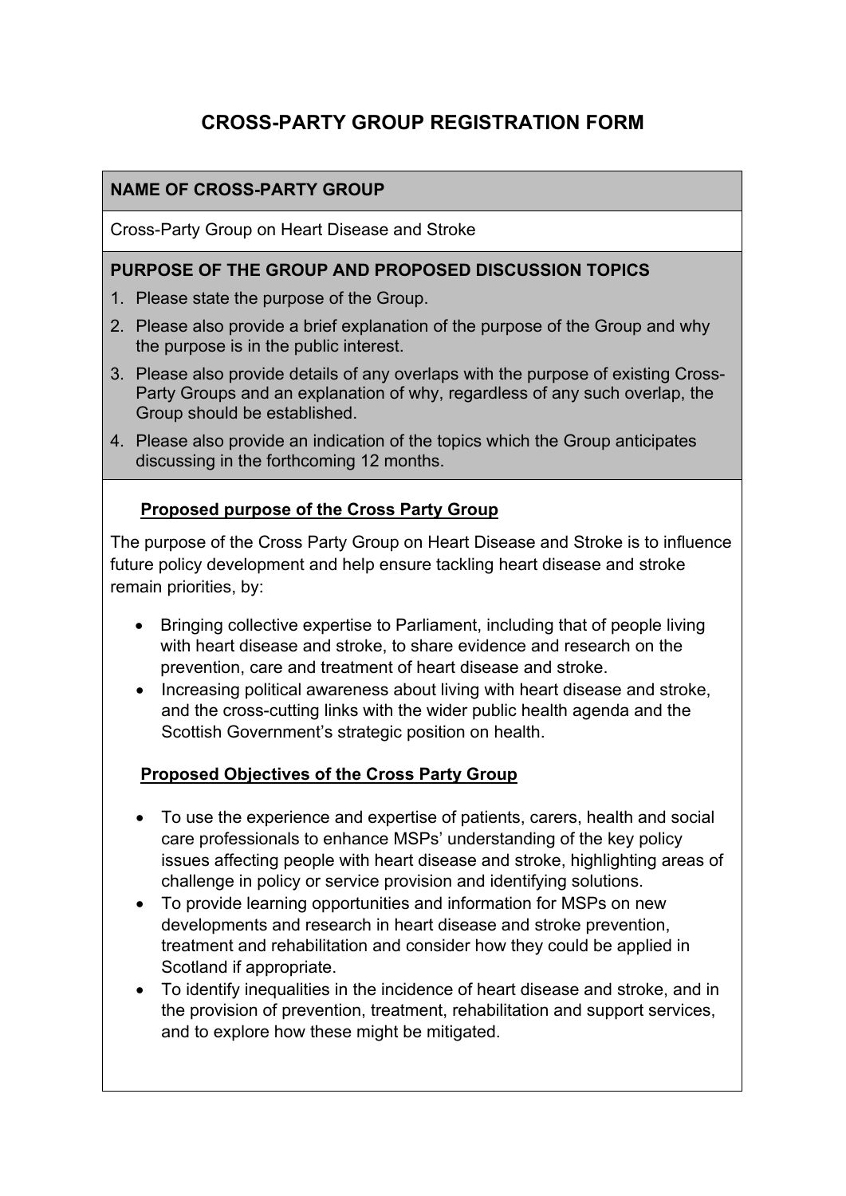# CROSS-PARTY GROUP REGISTRATION FORM

**NAME OF CROSS-PARTY GROUP**

Cross-Party Group on Heart Disease and Stroke

**PURPOSE OF THE GROUP AND PROPOSED DISCUSSION TOPICS**

1. Please state the purpose of the Group.
2. Please also provide a brief explanation of the purpose of the Group and why the purpose is in the public interest.
3. Please also provide details of any overlaps with the purpose of existing Cross-Party Groups and an explanation of why, regardless of any such overlap, the Group should be established.
4. Please also provide an indication of the topics which the Group anticipates discussing in the forthcoming 12 months.

**Proposed purpose of the Cross Party Group**

The purpose of the Cross Party Group on Heart Disease and Stroke is to influence future policy development and help ensure tackling heart disease and stroke remain priorities, by:

- Bringing collective expertise to Parliament, including that of people living with heart disease and stroke, to share evidence and research on the prevention, care and treatment of heart disease and stroke.
- Increasing political awareness about living with heart disease and stroke, and the cross-cutting links with the wider public health agenda and the Scottish Government's strategic position on health.

**Proposed Objectives of the Cross Party Group**

- To use the experience and expertise of patients, carers, health and social care professionals to enhance MSPs' understanding of the key policy issues affecting people with heart disease and stroke, highlighting areas of challenge in policy or service provision and identifying solutions.
- To provide learning opportunities and information for MSPs on new developments and research in heart disease and stroke prevention, treatment and rehabilitation and consider how they could be applied in Scotland if appropriate.
- To identify inequalities in the incidence of heart disease and stroke, and in the provision of prevention, treatment, rehabilitation and support services, and to explore how these might be mitigated.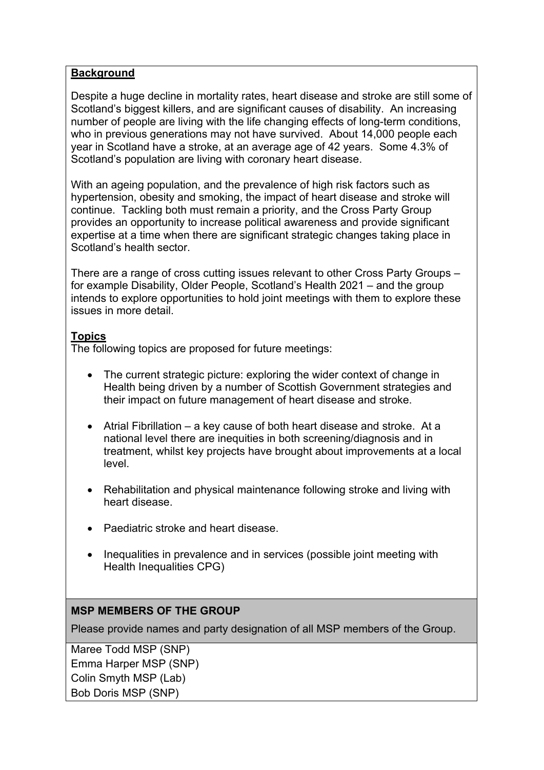**Background**

Despite a huge decline in mortality rates, heart disease and stroke are still some of Scotland's biggest killers, and are significant causes of disability. An increasing number of people are living with the life changing effects of long-term conditions, who in previous generations may not have survived. About 14,000 people each year in Scotland have a stroke, at an average age of 42 years. Some 4.3% of Scotland's population are living with coronary heart disease.

With an ageing population, and the prevalence of high risk factors such as hypertension, obesity and smoking, the impact of heart disease and stroke will continue. Tackling both must remain a priority, and the Cross Party Group provides an opportunity to increase political awareness and provide significant expertise at a time when there are significant strategic changes taking place in Scotland's health sector.

There are a range of cross cutting issues relevant to other Cross Party Groups – for example Disability, Older People, Scotland's Health 2021 – and the group intends to explore opportunities to hold joint meetings with them to explore these issues in more detail.

**Topics**

The following topics are proposed for future meetings:

- The current strategic picture: exploring the wider context of change in Health being driven by a number of Scottish Government strategies and their impact on future management of heart disease and stroke.
- Atrial Fibrillation – a key cause of both heart disease and stroke. At a national level there are inequities in both screening/diagnosis and in treatment, whilst key projects have brought about improvements at a local level.
- Rehabilitation and physical maintenance following stroke and living with heart disease.
- Paediatric stroke and heart disease.
- Inequalities in prevalence and in services (possible joint meeting with Health Inequalities CPG)

**MSP MEMBERS OF THE GROUP**

Please provide names and party designation of all MSP members of the Group.

Maree Todd MSP (SNP)
Emma Harper MSP (SNP)
Colin Smyth MSP (Lab)
Bob Doris MSP (SNP)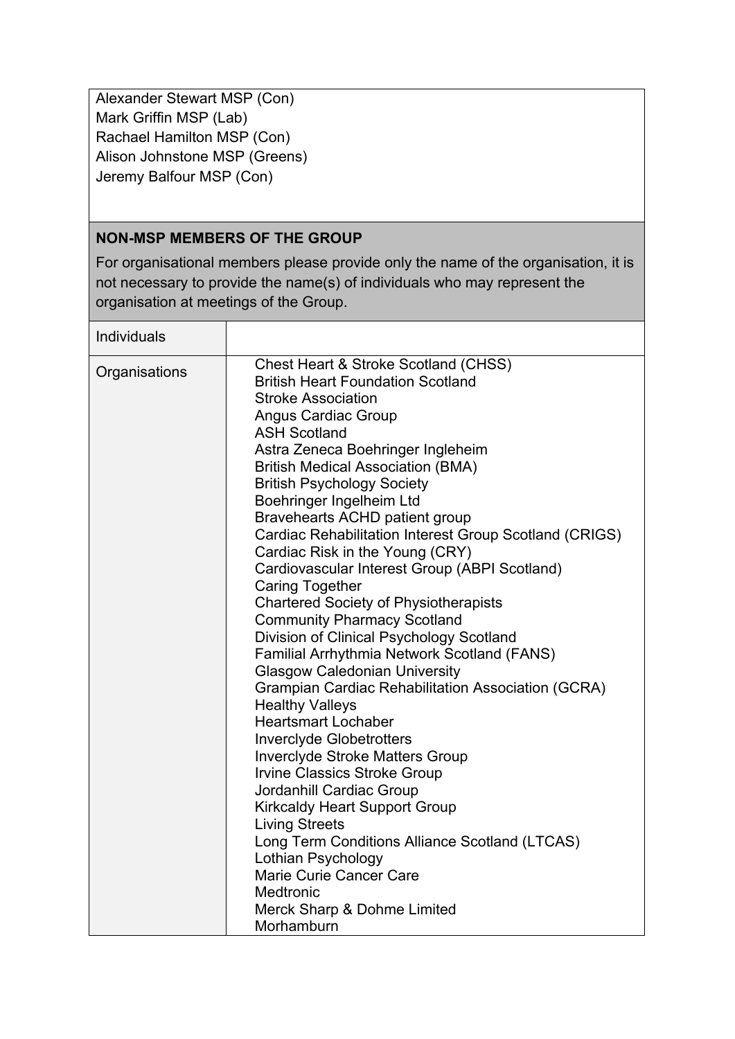Alexander Stewart MSP (Con)
Mark Griffin MSP (Lab)
Rachael Hamilton MSP (Con)
Alison Johnstone MSP (Greens)
Jeremy Balfour MSP (Con)

**NON-MSP MEMBERS OF THE GROUP**

For organisational members please provide only the name of the organisation, it is not necessary to provide the name(s) of individuals who may represent the organisation at meetings of the Group.

| Individuals | |
|---|---|
| Organisations | Chest Heart & Stroke Scotland (CHSS)<br>British Heart Foundation Scotland<br>Stroke Association<br>Angus Cardiac Group<br>ASH Scotland<br>Astra Zeneca Boehringer Ingleheim<br>British Medical Association (BMA)<br>British Psychology Society<br>Boehringer Ingelheim Ltd<br>Bravehearts ACHD patient group<br>Cardiac Rehabilitation Interest Group Scotland (CRIGS)<br>Cardiac Risk in the Young (CRY)<br>Cardiovascular Interest Group (ABPI Scotland)<br>Caring Together<br>Chartered Society of Physiotherapists<br>Community Pharmacy Scotland<br>Division of Clinical Psychology Scotland<br>Familial Arrhythmia Network Scotland (FANS)<br>Glasgow Caledonian University<br>Grampian Cardiac Rehabilitation Association (GCRA)<br>Healthy Valleys<br>Heartsmart Lochaber<br>Inverclyde Globetrotters<br>Inverclyde Stroke Matters Group<br>Irvine Classics Stroke Group<br>Jordanhill Cardiac Group<br>Kirkcaldy Heart Support Group<br>Living Streets<br>Long Term Conditions Alliance Scotland (LTCAS)<br>Lothian Psychology<br>Marie Curie Cancer Care<br>Medtronic<br>Merck Sharp & Dohme Limited<br>Morhamburn |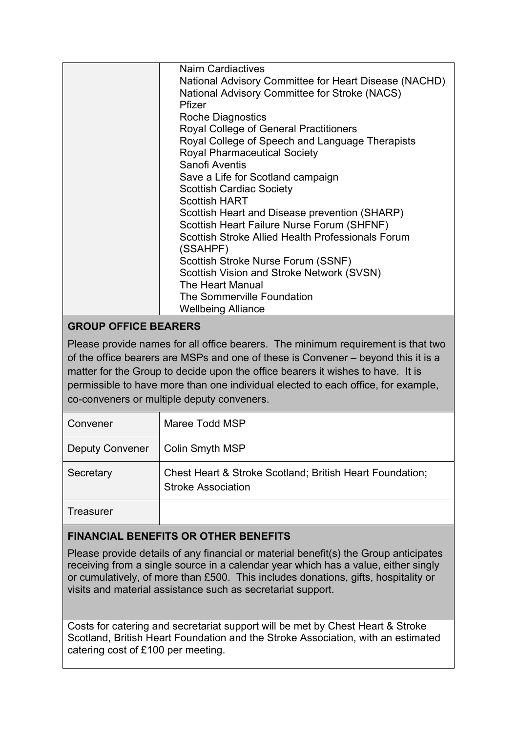| | |
|---|---|
| | Nairn Cardiactives<br>National Advisory Committee for Heart Disease (NACHD)<br>National Advisory Committee for Stroke (NACS)<br>Pfizer<br>Roche Diagnostics<br>Royal College of General Practitioners<br>Royal College of Speech and Language Therapists<br>Royal Pharmaceutical Society<br>Sanofi Aventis<br>Save a Life for Scotland campaign<br>Scottish Cardiac Society<br>Scottish HART<br>Scottish Heart and Disease prevention (SHARP)<br>Scottish Heart Failure Nurse Forum (SHFNF)<br>Scottish Stroke Allied Health Professionals Forum (SSAHPF)<br>Scottish Stroke Nurse Forum (SSNF)<br>Scottish Vision and Stroke Network (SVSN)<br>The Heart Manual<br>The Sommerville Foundation<br>Wellbeing Alliance |

**GROUP OFFICE BEARERS**

Please provide names for all office bearers. The minimum requirement is that two of the office bearers are MSPs and one of these is Convener – beyond this it is a matter for the Group to decide upon the office bearers it wishes to have. It is permissible to have more than one individual elected to each office, for example, co-conveners or multiple deputy conveners.

| | |
|---|---|
| Convener | Maree Todd MSP |
| Deputy Convener | Colin Smyth MSP |
| Secretary | Chest Heart & Stroke Scotland; British Heart Foundation; Stroke Association |
| Treasurer | |

**FINANCIAL BENEFITS OR OTHER BENEFITS**

Please provide details of any financial or material benefit(s) the Group anticipates receiving from a single source in a calendar year which has a value, either singly or cumulatively, of more than £500. This includes donations, gifts, hospitality or visits and material assistance such as secretariat support.

Costs for catering and secretariat support will be met by Chest Heart & Stroke Scotland, British Heart Foundation and the Stroke Association, with an estimated catering cost of £100 per meeting.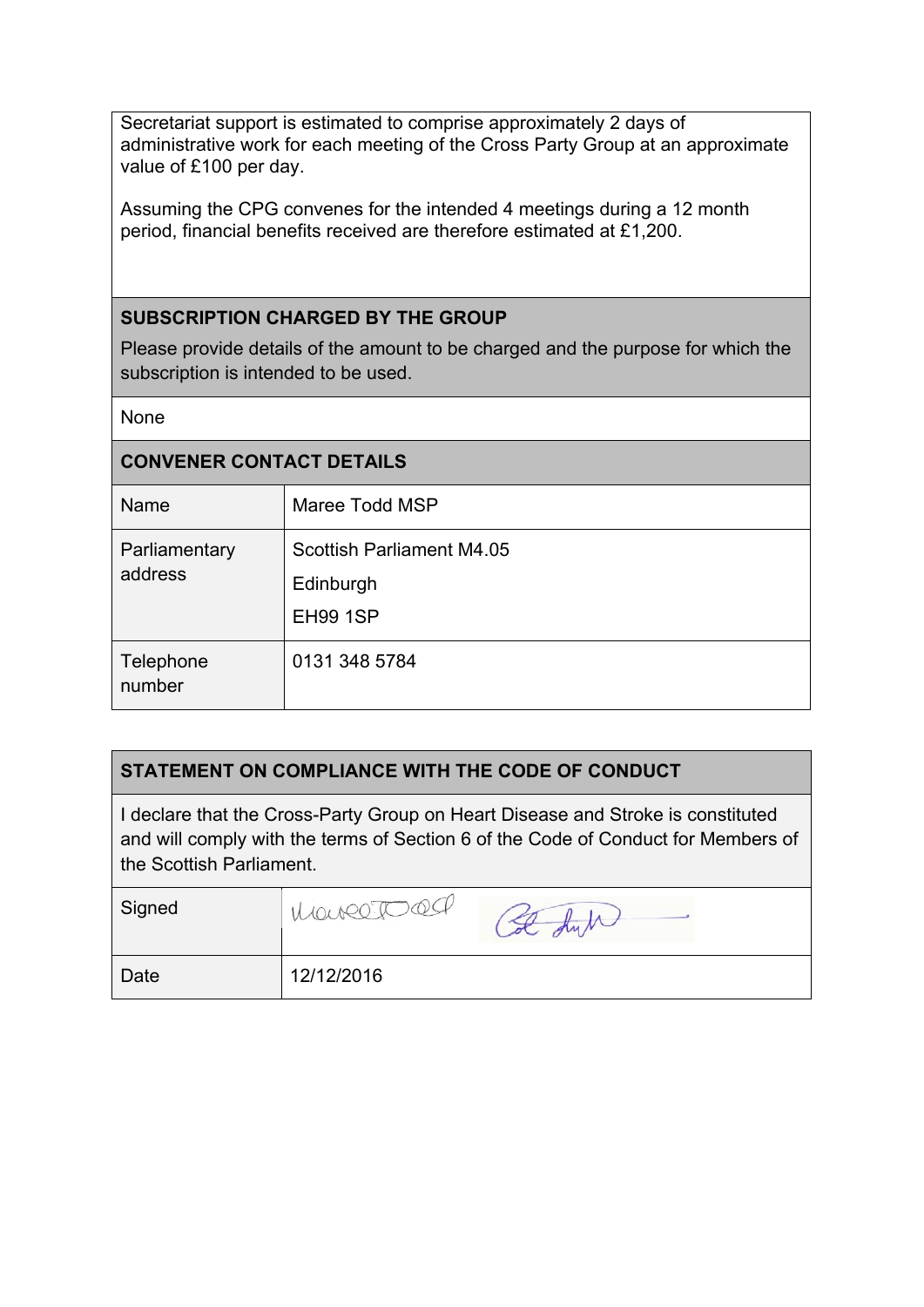Secretariat support is estimated to comprise approximately 2 days of administrative work for each meeting of the Cross Party Group at an approximate value of £100 per day.

Assuming the CPG convenes for the intended 4 meetings during a 12 month period, financial benefits received are therefore estimated at £1,200.

## SUBSCRIPTION CHARGED BY THE GROUP

Please provide details of the amount to be charged and the purpose for which the subscription is intended to be used.

None

## CONVENER CONTACT DETAILS

| | |
|---|---|
| Name | Maree Todd MSP |
| Parliamentary address | Scottish Parliament M4.05<br>Edinburgh<br>EH99 1SP |
| Telephone number | 0131 348 5784 |

## STATEMENT ON COMPLIANCE WITH THE CODE OF CONDUCT

I declare that the Cross-Party Group on Heart Disease and Stroke is constituted and will comply with the terms of Section 6 of the Code of Conduct for Members of the Scottish Parliament.

| | |
|---|---|
| Signed | Maree Todd |
| Date | 12/12/2016 |